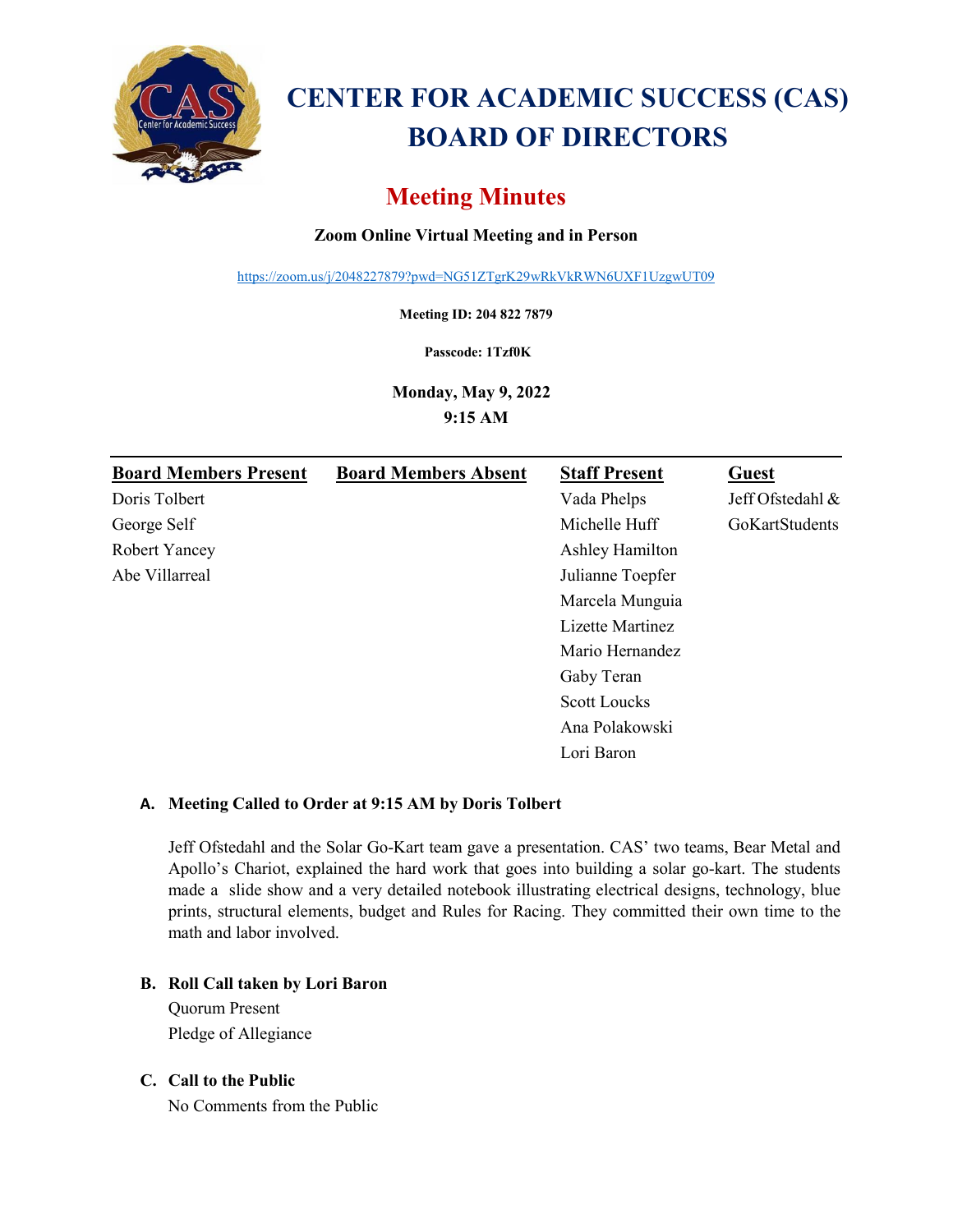# CENTER FOR ACADEMIC SUCCESS (CAS) BOARD OF DIRECTORS

## Meeting Minutes

**Zoom Online Virtual Meeting and in Person**

https://zoom.us/j/2048227879?pwd=NG51ZTgrK29wRkVkRWN6UXF1UzgwUT09

**Meeting ID: 204 822 7879**

**Passcode: 1Tzf0K**

**Monday, May 9, 2022**
**9:15 AM**

| Board Members Present | Board Members Absent | Staff Present | Guest |
|---|---|---|---|
| Doris Tolbert | | Vada Phelps | Jeff Ofstedahl & |
| George Self | | Michelle Huff | GoKartStudents |
| Robert Yancey | | Ashley Hamilton | |
| Abe Villarreal | | Julianne Toepfer | |
| | | Marcela Munguia | |
| | | Lizette Martinez | |
| | | Mario Hernandez | |
| | | Gaby Teran | |
| | | Scott Loucks | |
| | | Ana Polakowski | |
| | | Lori Baron | |

**A. Meeting Called to Order at 9:15 AM by Doris Tolbert**

Jeff Ofstedahl and the Solar Go-Kart team gave a presentation. CAS' two teams, Bear Metal and Apollo's Chariot, explained the hard work that goes into building a solar go-kart. The students made a slide show and a very detailed notebook illustrating electrical designs, technology, blue prints, structural elements, budget and Rules for Racing. They committed their own time to the math and labor involved.

**B. Roll Call taken by Lori Baron**

Quorum Present

Pledge of Allegiance

**C. Call to the Public**

No Comments from the Public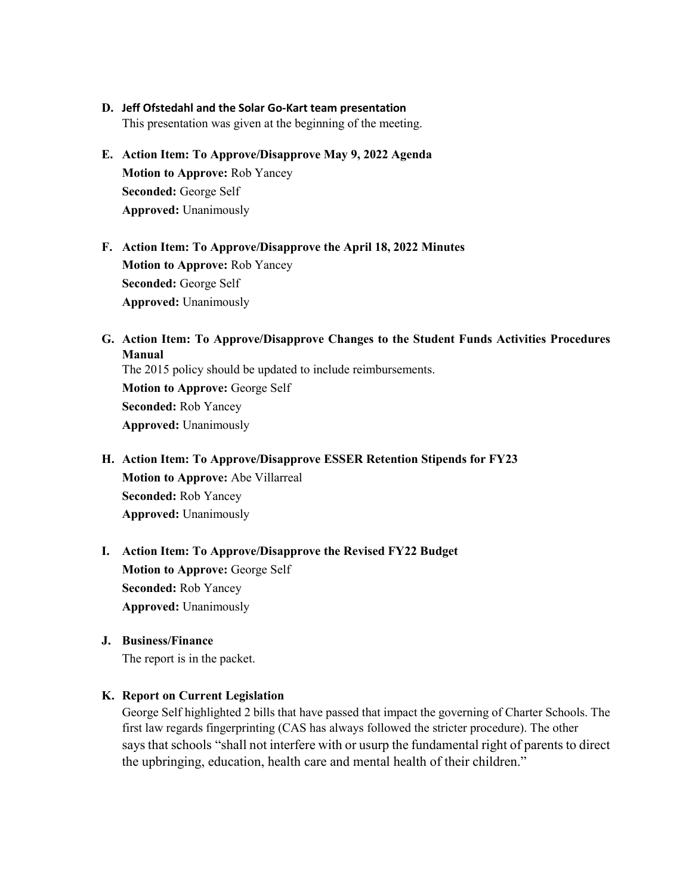**D. Jeff Ofstedahl and the Solar Go-Kart team presentation**

This presentation was given at the beginning of the meeting.

**E. Action Item: To Approve/Disapprove May 9, 2022 Agenda**

**Motion to Approve:** Rob Yancey
**Seconded:** George Self
**Approved:** Unanimously

**F. Action Item: To Approve/Disapprove the April 18, 2022 Minutes**

**Motion to Approve:** Rob Yancey
**Seconded:** George Self
**Approved:** Unanimously

**G. Action Item: To Approve/Disapprove Changes to the Student Funds Activities Procedures Manual**

The 2015 policy should be updated to include reimbursements.
**Motion to Approve:** George Self
**Seconded:** Rob Yancey
**Approved:** Unanimously

**H. Action Item: To Approve/Disapprove ESSER Retention Stipends for FY23**

**Motion to Approve:** Abe Villarreal
**Seconded:** Rob Yancey
**Approved:** Unanimously

**I. Action Item: To Approve/Disapprove the Revised FY22 Budget**

**Motion to Approve:** George Self
**Seconded:** Rob Yancey
**Approved:** Unanimously

**J. Business/Finance**

The report is in the packet.

**K. Report on Current Legislation**

George Self highlighted 2 bills that have passed that impact the governing of Charter Schools. The first law regards fingerprinting (CAS has always followed the stricter procedure). The other says that schools "shall not interfere with or usurp the fundamental right of parents to direct the upbringing, education, health care and mental health of their children."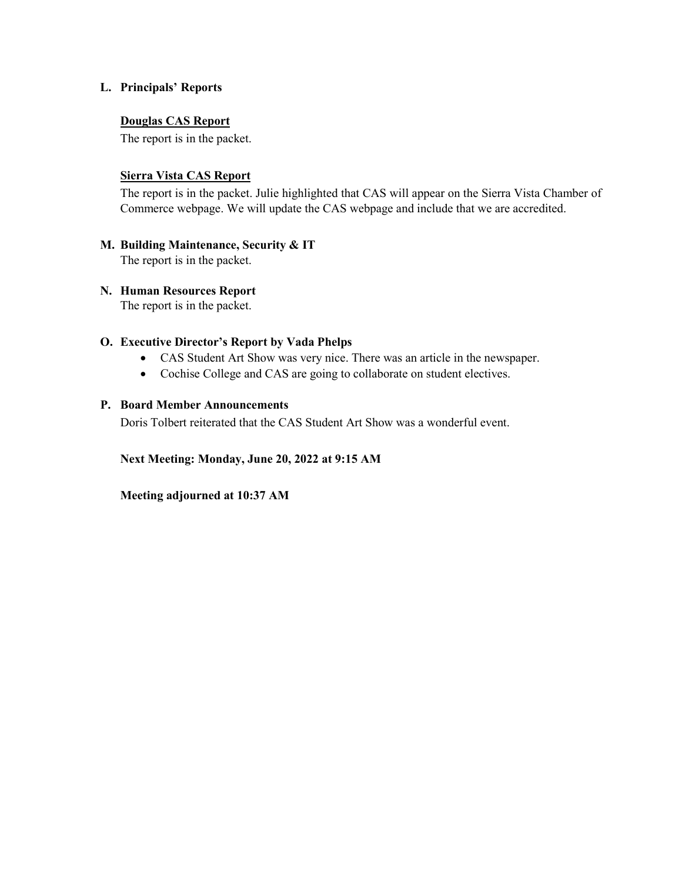**L. Principals' Reports**

**Douglas CAS Report**

The report is in the packet.

**Sierra Vista CAS Report**

The report is in the packet. Julie highlighted that CAS will appear on the Sierra Vista Chamber of Commerce webpage. We will update the CAS webpage and include that we are accredited.

**M. Building Maintenance, Security & IT**

The report is in the packet.

**N. Human Resources Report**

The report is in the packet.

**O. Executive Director's Report by Vada Phelps**

- CAS Student Art Show was very nice. There was an article in the newspaper.
- Cochise College and CAS are going to collaborate on student electives.

**P. Board Member Announcements**

Doris Tolbert reiterated that the CAS Student Art Show was a wonderful event.

**Next Meeting: Monday, June 20, 2022 at 9:15 AM**

**Meeting adjourned at 10:37 AM**